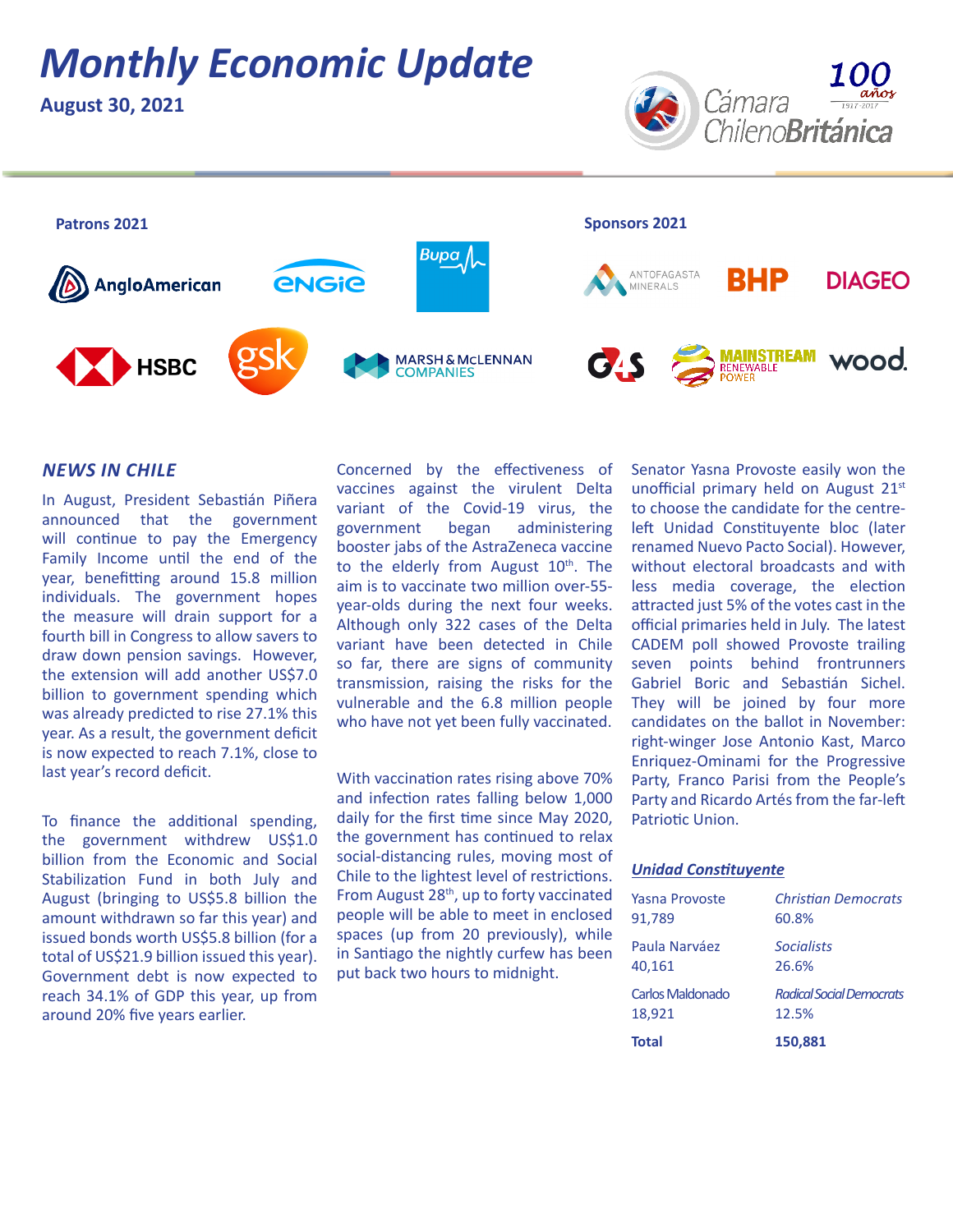# Monthly Economic Update

**August 30, 2021**

**Patrons 2021**

AngloAmerican, ENGIE, Bupa, HSBC, gsk, Marsh & McLennan Companies

**Sponsors 2021**

Antofagasta Minerals, BHP, DIAGEO, G4S, Mainstream Renewable Power, wood.

## NEWS IN CHILE

In August, President Sebastián Piñera announced that the government will continue to pay the Emergency Family Income until the end of the year, benefitting around 15.8 million individuals. The government hopes the measure will drain support for a fourth bill in Congress to allow savers to draw down pension savings. However, the extension will add another US$7.0 billion to government spending which was already predicted to rise 27.1% this year. As a result, the government deficit is now expected to reach 7.1%, close to last year's record deficit.

To finance the additional spending, the government withdrew US$1.0 billion from the Economic and Social Stabilization Fund in both July and August (bringing to US$5.8 billion the amount withdrawn so far this year) and issued bonds worth US$5.8 billion (for a total of US$21.9 billion issued this year). Government debt is now expected to reach 34.1% of GDP this year, up from around 20% five years earlier.

Concerned by the effectiveness of vaccines against the virulent Delta variant of the Covid-19 virus, the government began administering booster jabs of the AstraZeneca vaccine to the elderly from August 10th. The aim is to vaccinate two million over-55-year-olds during the next four weeks. Although only 322 cases of the Delta variant have been detected in Chile so far, there are signs of community transmission, raising the risks for the vulnerable and the 6.8 million people who have not yet been fully vaccinated.

With vaccination rates rising above 70% and infection rates falling below 1,000 daily for the first time since May 2020, the government has continued to relax social-distancing rules, moving most of Chile to the lightest level of restrictions. From August 28th, up to forty vaccinated people will be able to meet in enclosed spaces (up from 20 previously), while in Santiago the nightly curfew has been put back two hours to midnight.

Senator Yasna Provoste easily won the unofficial primary held on August 21st to choose the candidate for the centre-left Unidad Constituyente bloc (later renamed Nuevo Pacto Social). However, without electoral broadcasts and with less media coverage, the election attracted just 5% of the votes cast in the official primaries held in July. The latest CADEM poll showed Provoste trailing seven points behind frontrunners Gabriel Boric and Sebastián Sichel. They will be joined by four more candidates on the ballot in November: right-winger Jose Antonio Kast, Marco Enriquez-Ominami for the Progressive Party, Franco Parisi from the People's Party and Ricardo Artés from the far-left Patriotic Union.

### *Unidad Constituyente*

| Candidate / Votes | Party / Share |
|---|---|
| Yasna Provoste<br>91,789 | *Christian Democrats*<br>60.8% |
| Paula Narváez<br>40,161 | *Socialists*<br>26.6% |
| Carlos Maldonado<br>18,921 | *Radical Social Democrats*<br>12.5% |
| **Total** | **150,881** |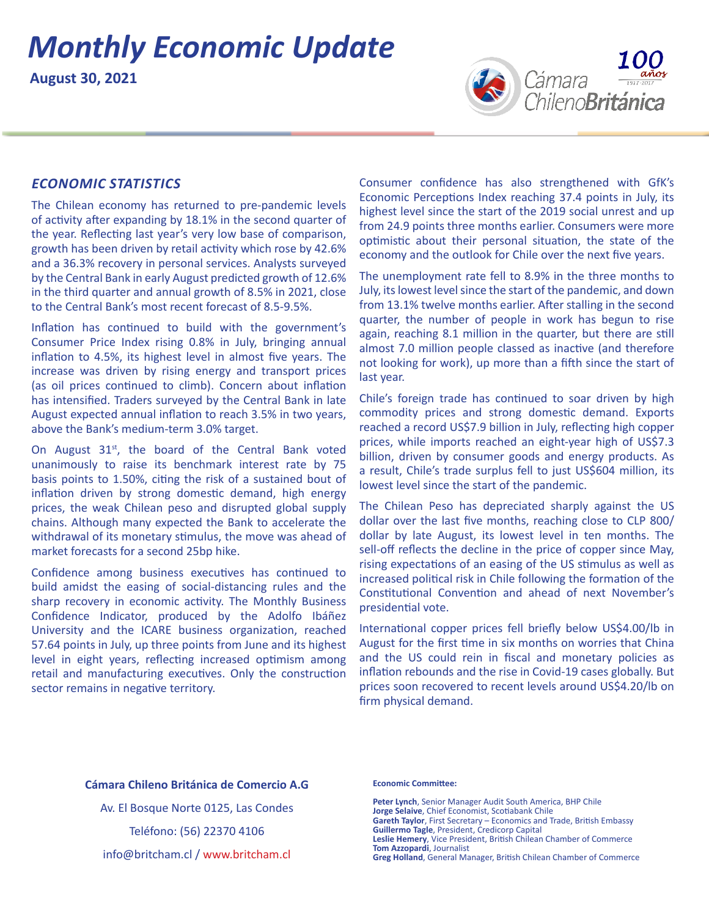# Monthly Economic Update

**August 30, 2021**

## *ECONOMIC STATISTICS*

The Chilean economy has returned to pre-pandemic levels of activity after expanding by 18.1% in the second quarter of the year. Reflecting last year's very low base of comparison, growth has been driven by retail activity which rose by 42.6% and a 36.3% recovery in personal services. Analysts surveyed by the Central Bank in early August predicted growth of 12.6% in the third quarter and annual growth of 8.5% in 2021, close to the Central Bank's most recent forecast of 8.5-9.5%.

Inflation has continued to build with the government's Consumer Price Index rising 0.8% in July, bringing annual inflation to 4.5%, its highest level in almost five years. The increase was driven by rising energy and transport prices (as oil prices continued to climb). Concern about inflation has intensified. Traders surveyed by the Central Bank in late August expected annual inflation to reach 3.5% in two years, above the Bank's medium-term 3.0% target.

On August 31st, the board of the Central Bank voted unanimously to raise its benchmark interest rate by 75 basis points to 1.50%, citing the risk of a sustained bout of inflation driven by strong domestic demand, high energy prices, the weak Chilean peso and disrupted global supply chains. Although many expected the Bank to accelerate the withdrawal of its monetary stimulus, the move was ahead of market forecasts for a second 25bp hike.

Confidence among business executives has continued to build amidst the easing of social-distancing rules and the sharp recovery in economic activity. The Monthly Business Confidence Indicator, produced by the Adolfo Ibáñez University and the ICARE business organization, reached 57.64 points in July, up three points from June and its highest level in eight years, reflecting increased optimism among retail and manufacturing executives. Only the construction sector remains in negative territory.

Consumer confidence has also strengthened with GfK's Economic Perceptions Index reaching 37.4 points in July, its highest level since the start of the 2019 social unrest and up from 24.9 points three months earlier. Consumers were more optimistic about their personal situation, the state of the economy and the outlook for Chile over the next five years.

The unemployment rate fell to 8.9% in the three months to July, its lowest level since the start of the pandemic, and down from 13.1% twelve months earlier. After stalling in the second quarter, the number of people in work has begun to rise again, reaching 8.1 million in the quarter, but there are still almost 7.0 million people classed as inactive (and therefore not looking for work), up more than a fifth since the start of last year.

Chile's foreign trade has continued to soar driven by high commodity prices and strong domestic demand. Exports reached a record US$7.9 billion in July, reflecting high copper prices, while imports reached an eight-year high of US$7.3 billion, driven by consumer goods and energy products. As a result, Chile's trade surplus fell to just US$604 million, its lowest level since the start of the pandemic.

The Chilean Peso has depreciated sharply against the US dollar over the last five months, reaching close to CLP 800/dollar by late August, its lowest level in ten months. The sell-off reflects the decline in the price of copper since May, rising expectations of an easing of the US stimulus as well as increased political risk in Chile following the formation of the Constitutional Convention and ahead of next November's presidential vote.

International copper prices fell briefly below US$4.00/lb in August for the first time in six months on worries that China and the US could rein in fiscal and monetary policies as inflation rebounds and the rise in Covid-19 cases globally. But prices soon recovered to recent levels around US$4.20/lb on firm physical demand.

**Cámara Chileno Británica de Comercio A.G**

Av. El Bosque Norte 0125, Las Condes

Teléfono: (56) 22370 4106

info@britcham.cl / www.britcham.cl

**Economic Committee:**

**Peter Lynch**, Senior Manager Audit South America, BHP Chile
**Jorge Selaive**, Chief Economist, Scotiabank Chile
**Gareth Taylor**, First Secretary – Economics and Trade, British Embassy
**Guillermo Tagle**, President, Credicorp Capital
**Leslie Hemery**, Vice President, British Chilean Chamber of Commerce
**Tom Azzopardi**, Journalist
**Greg Holland**, General Manager, British Chilean Chamber of Commerce